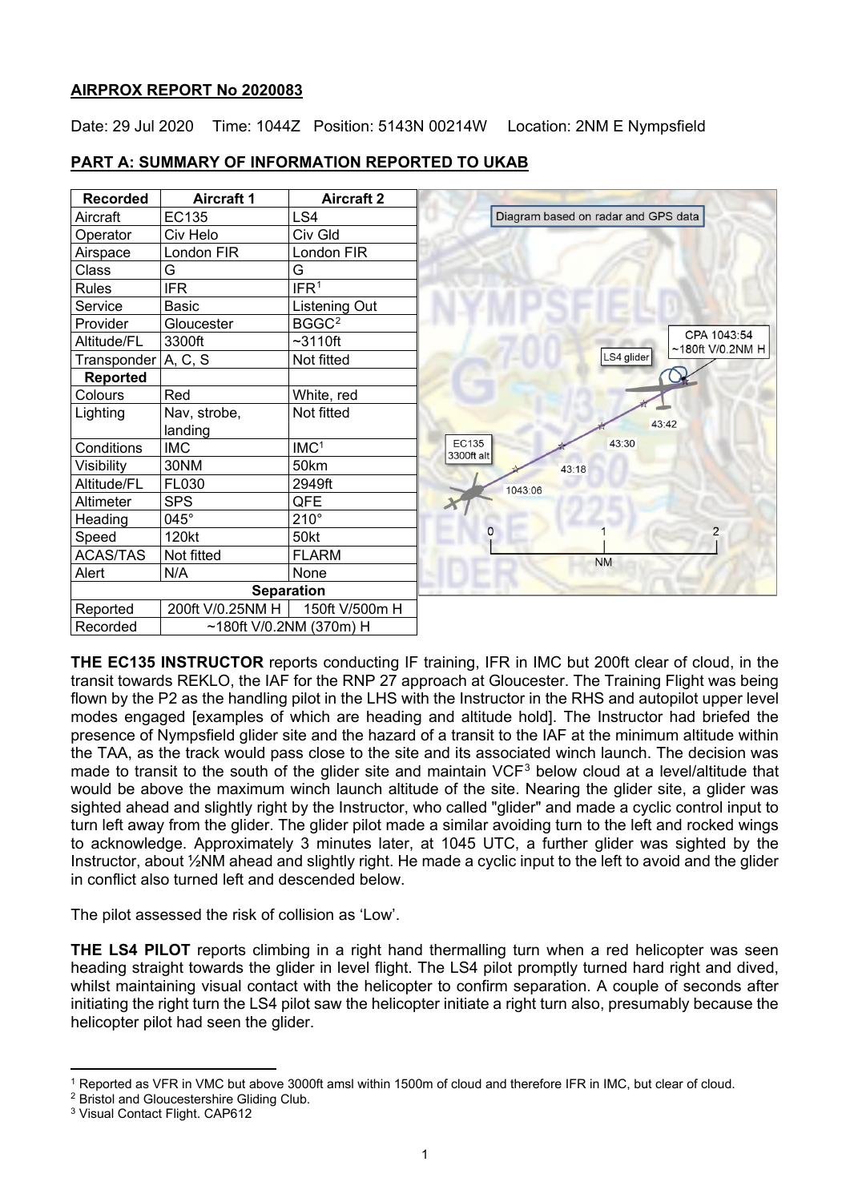**AIRPROX REPORT No 2020083**

Date: 29 Jul 2020 Time: 1044Z Position: 5143N 00214W Location: 2NM E Nympsfield

**PART A: SUMMARY OF INFORMATION REPORTED TO UKAB**

| Recorded | Aircraft 1 | Aircraft 2 |
|---|---|---|
| Aircraft | EC135 | LS4 |
| Operator | Civ Helo | Civ Gld |
| Airspace | London FIR | London FIR |
| Class | G | G |
| Rules | IFR | IFR[1] |
| Service | Basic | Listening Out |
| Provider | Gloucester | BGGC[2] |
| Altitude/FL | 3300ft | ~3110ft |
| Transponder | A, C, S | Not fitted |
| **Reported** | | |
| Colours | Red | White, red |
| Lighting | Nav, strobe, landing | Not fitted |
| Conditions | IMC | IMC[1] |
| Visibility | 30NM | 50km |
| Altitude/FL | FL030 | 2949ft |
| Altimeter | SPS | QFE |
| Heading | 045° | 210° |
| Speed | 120kt | 50kt |
| ACAS/TAS | Not fitted | FLARM |
| Alert | N/A | None |
| **Separation** | | |
| Reported | 200ft V/0.25NM H | 150ft V/500m H |
| Recorded | ~180ft V/0.2NM (370m) H | |

Diagram based on radar and GPS data

**THE EC135 INSTRUCTOR** reports conducting IF training, IFR in IMC but 200ft clear of cloud, in the transit towards REKLO, the IAF for the RNP 27 approach at Gloucester. The Training Flight was being flown by the P2 as the handling pilot in the LHS with the Instructor in the RHS and autopilot upper level modes engaged [examples of which are heading and altitude hold]. The Instructor had briefed the presence of Nympsfield glider site and the hazard of a transit to the IAF at the minimum altitude within the TAA, as the track would pass close to the site and its associated winch launch. The decision was made to transit to the south of the glider site and maintain VCF[3] below cloud at a level/altitude that would be above the maximum winch launch altitude of the site. Nearing the glider site, a glider was sighted ahead and slightly right by the Instructor, who called "glider" and made a cyclic control input to turn left away from the glider. The glider pilot made a similar avoiding turn to the left and rocked wings to acknowledge. Approximately 3 minutes later, at 1045 UTC, a further glider was sighted by the Instructor, about ½NM ahead and slightly right. He made a cyclic input to the left to avoid and the glider in conflict also turned left and descended below.

The pilot assessed the risk of collision as 'Low'.

**THE LS4 PILOT** reports climbing in a right hand thermalling turn when a red helicopter was seen heading straight towards the glider in level flight. The LS4 pilot promptly turned hard right and dived, whilst maintaining visual contact with the helicopter to confirm separation. A couple of seconds after initiating the right turn the LS4 pilot saw the helicopter initiate a right turn also, presumably because the helicopter pilot had seen the glider.

[1] Reported as VFR in VMC but above 3000ft amsl within 1500m of cloud and therefore IFR in IMC, but clear of cloud.
[2] Bristol and Gloucestershire Gliding Club.
[3] Visual Contact Flight. CAP612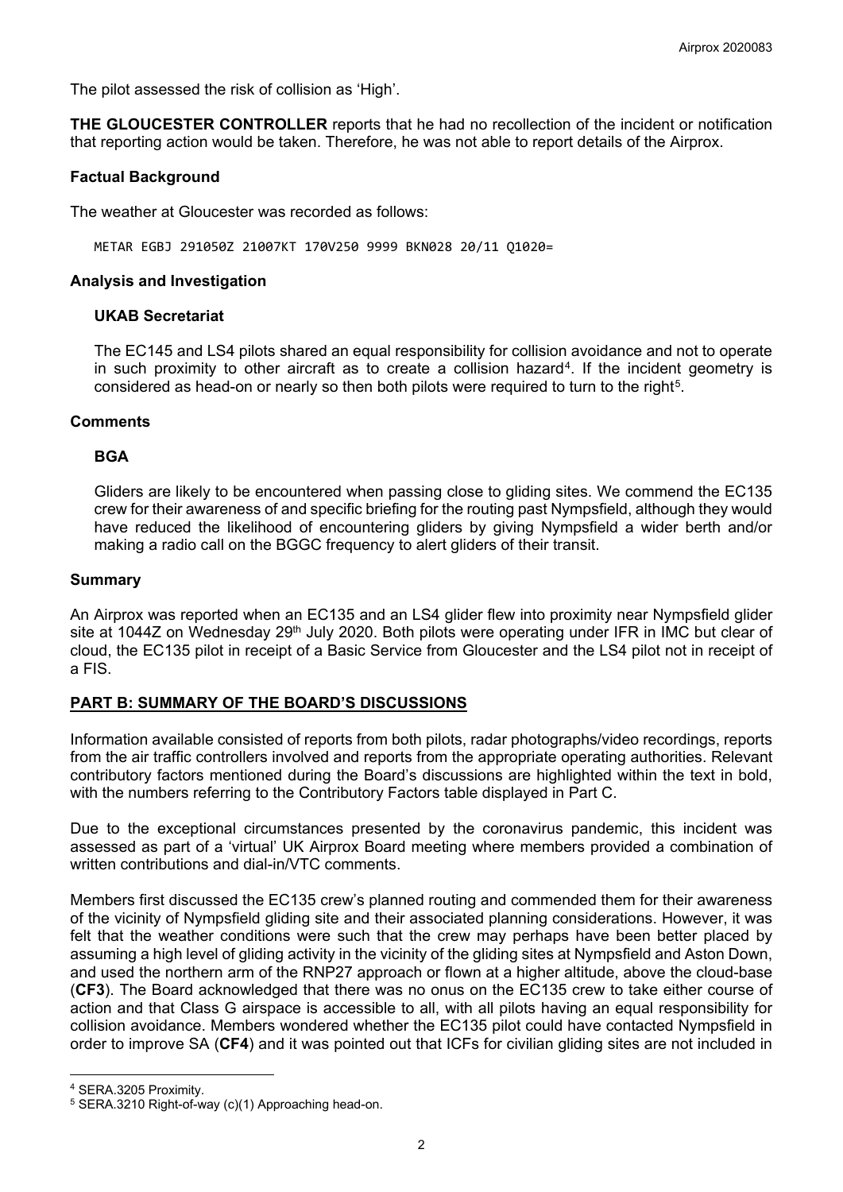The pilot assessed the risk of collision as 'High'.

**THE GLOUCESTER CONTROLLER** reports that he had no recollection of the incident or notification that reporting action would be taken. Therefore, he was not able to report details of the Airprox.

### Factual Background

The weather at Gloucester was recorded as follows:

```
METAR EGBJ 291050Z 21007KT 170V250 9999 BKN028 20/11 Q1020=
```

### Analysis and Investigation

#### UKAB Secretariat

The EC145 and LS4 pilots shared an equal responsibility for collision avoidance and not to operate in such proximity to other aircraft as to create a collision hazard[4]. If the incident geometry is considered as head-on or nearly so then both pilots were required to turn to the right[5].

### Comments

#### BGA

Gliders are likely to be encountered when passing close to gliding sites. We commend the EC135 crew for their awareness of and specific briefing for the routing past Nympsfield, although they would have reduced the likelihood of encountering gliders by giving Nympsfield a wider berth and/or making a radio call on the BGGC frequency to alert gliders of their transit.

### Summary

An Airprox was reported when an EC135 and an LS4 glider flew into proximity near Nympsfield glider site at 1044Z on Wednesday 29th July 2020. Both pilots were operating under IFR in IMC but clear of cloud, the EC135 pilot in receipt of a Basic Service from Gloucester and the LS4 pilot not in receipt of a FIS.

## PART B: SUMMARY OF THE BOARD'S DISCUSSIONS

Information available consisted of reports from both pilots, radar photographs/video recordings, reports from the air traffic controllers involved and reports from the appropriate operating authorities. Relevant contributory factors mentioned during the Board's discussions are highlighted within the text in bold, with the numbers referring to the Contributory Factors table displayed in Part C.

Due to the exceptional circumstances presented by the coronavirus pandemic, this incident was assessed as part of a 'virtual' UK Airprox Board meeting where members provided a combination of written contributions and dial-in/VTC comments.

Members first discussed the EC135 crew's planned routing and commended them for their awareness of the vicinity of Nympsfield gliding site and their associated planning considerations. However, it was felt that the weather conditions were such that the crew may perhaps have been better placed by assuming a high level of gliding activity in the vicinity of the gliding sites at Nympsfield and Aston Down, and used the northern arm of the RNP27 approach or flown at a higher altitude, above the cloud-base (**CF3**). The Board acknowledged that there was no onus on the EC135 crew to take either course of action and that Class G airspace is accessible to all, with all pilots having an equal responsibility for collision avoidance. Members wondered whether the EC135 pilot could have contacted Nympsfield in order to improve SA (**CF4**) and it was pointed out that ICFs for civilian gliding sites are not included in

---

[4] SERA.3205 Proximity.

[5] SERA.3210 Right-of-way (c)(1) Approaching head-on.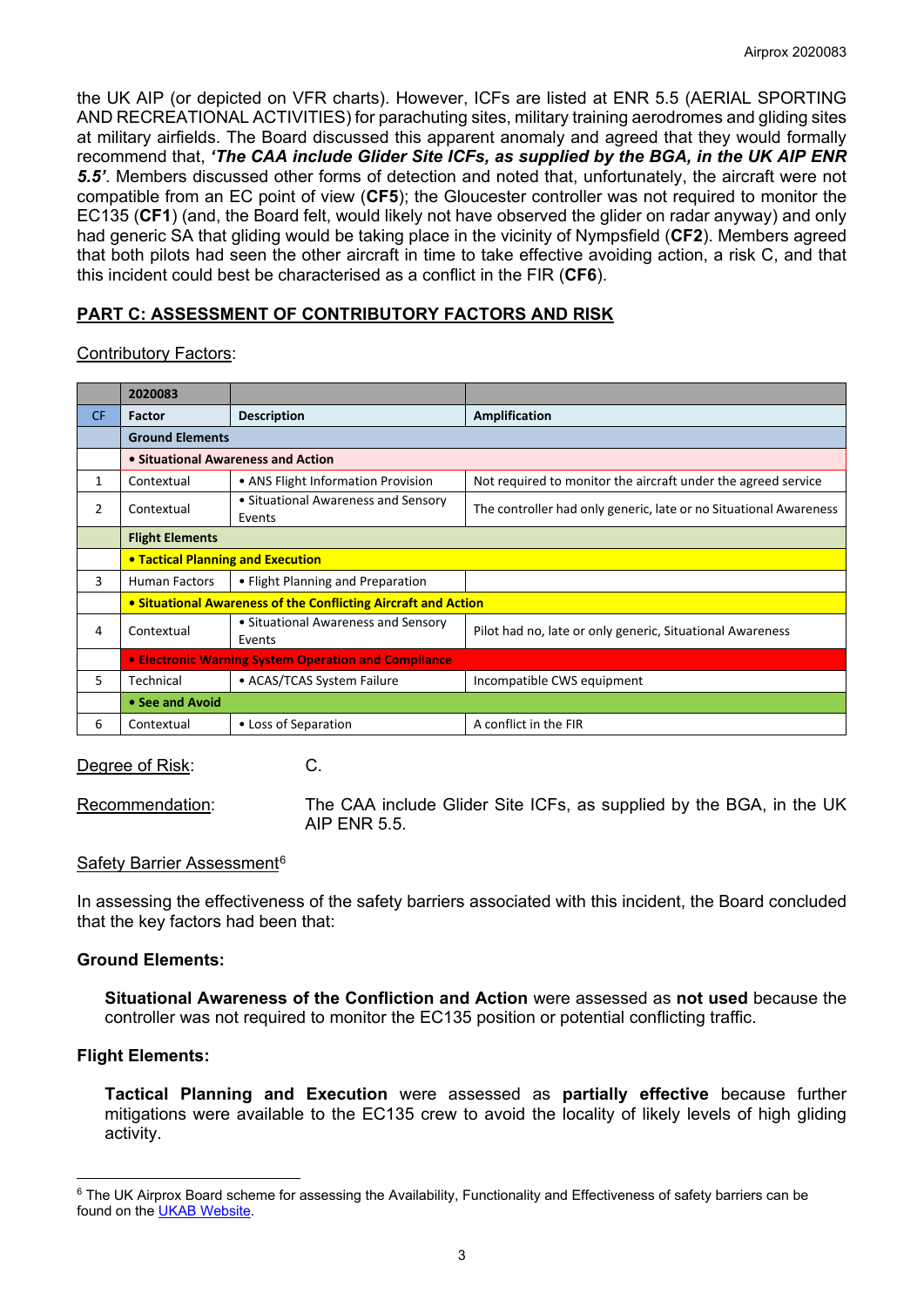the UK AIP (or depicted on VFR charts). However, ICFs are listed at ENR 5.5 (AERIAL SPORTING AND RECREATIONAL ACTIVITIES) for parachuting sites, military training aerodromes and gliding sites at military airfields. The Board discussed this apparent anomaly and agreed that they would formally recommend that, ***'The CAA include Glider Site ICFs, as supplied by the BGA, in the UK AIP ENR 5.5'***. Members discussed other forms of detection and noted that, unfortunately, the aircraft were not compatible from an EC point of view (**CF5**); the Gloucester controller was not required to monitor the EC135 (**CF1**) (and, the Board felt, would likely not have observed the glider on radar anyway) and only had generic SA that gliding would be taking place in the vicinity of Nympsfield (**CF2**). Members agreed that both pilots had seen the other aircraft in time to take effective avoiding action, a risk C, and that this incident could best be characterised as a conflict in the FIR (**CF6**).

## PART C: ASSESSMENT OF CONTRIBUTORY FACTORS AND RISK

Contributory Factors:

| | 2020083 | | |
|---|---|---|---|
| CF | Factor | Description | Amplification |
| | **Ground Elements** | | |
| | **• Situational Awareness and Action** | | |
| 1 | Contextual | • ANS Flight Information Provision | Not required to monitor the aircraft under the agreed service |
| 2 | Contextual | • Situational Awareness and Sensory Events | The controller had only generic, late or no Situational Awareness |
| | **Flight Elements** | | |
| | **• Tactical Planning and Execution** | | |
| 3 | Human Factors | • Flight Planning and Preparation | |
| | **• Situational Awareness of the Conflicting Aircraft and Action** | | |
| 4 | Contextual | • Situational Awareness and Sensory Events | Pilot had no, late or only generic, Situational Awareness |
| | **• Electronic Warning System Operation and Compliance** | | |
| 5 | Technical | • ACAS/TCAS System Failure | Incompatible CWS equipment |
| | **• See and Avoid** | | |
| 6 | Contextual | • Loss of Separation | A conflict in the FIR |

Degree of Risk: C.

Recommendation: The CAA include Glider Site ICFs, as supplied by the BGA, in the UK AIP ENR 5.5.

Safety Barrier Assessment[6]

In assessing the effectiveness of the safety barriers associated with this incident, the Board concluded that the key factors had been that:

**Ground Elements:**

**Situational Awareness of the Confliction and Action** were assessed as **not used** because the controller was not required to monitor the EC135 position or potential conflicting traffic.

**Flight Elements:**

**Tactical Planning and Execution** were assessed as **partially effective** because further mitigations were available to the EC135 crew to avoid the locality of likely levels of high gliding activity.

[6] The UK Airprox Board scheme for assessing the Availability, Functionality and Effectiveness of safety barriers can be found on the UKAB Website.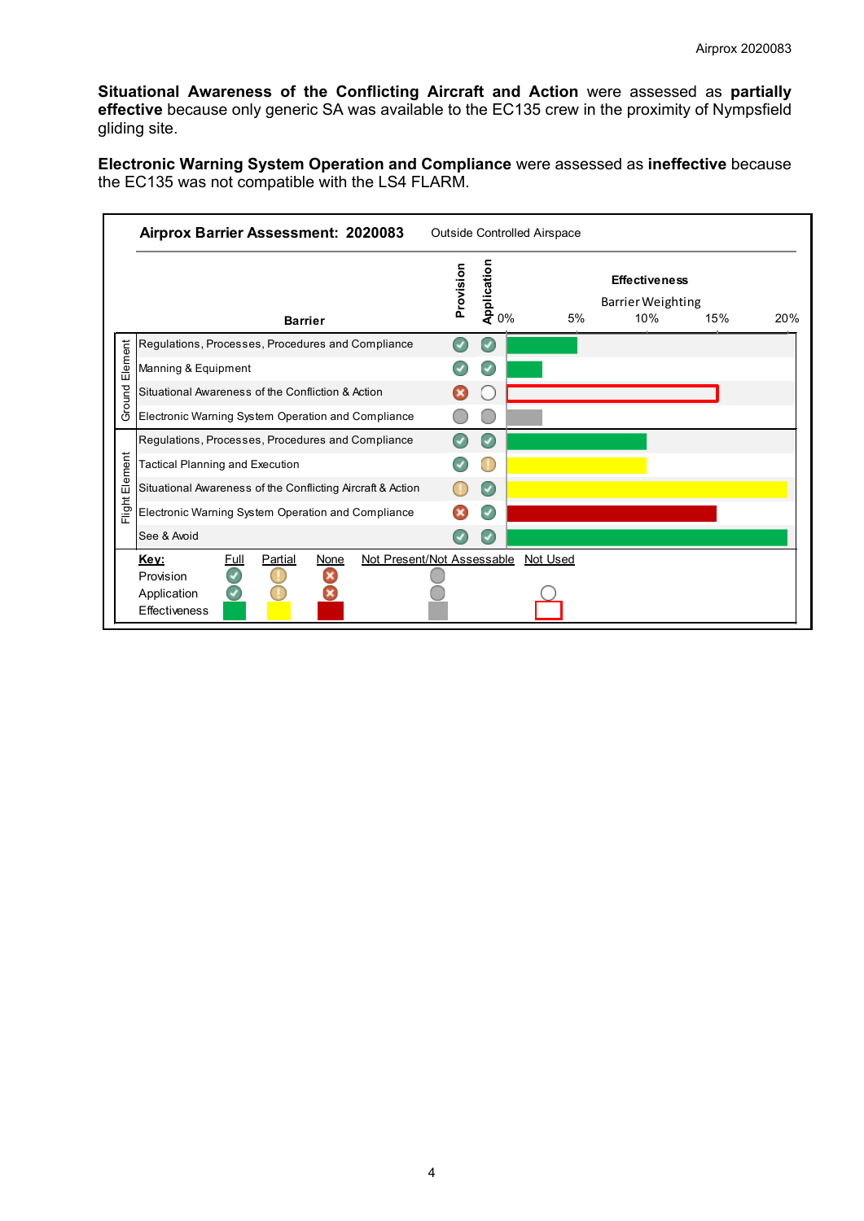**Situational Awareness of the Conflicting Aircraft and Action** were assessed as **partially effective** because only generic SA was available to the EC135 crew in the proximity of Nympsfield gliding site.

**Electronic Warning System Operation and Compliance** were assessed as **ineffective** because the EC135 was not compatible with the LS4 FLARM.

**Airprox Barrier Assessment: 2020083** Outside Controlled Airspace

Barrier
Provision
Application
Effectiveness
Barrier Weighting
0% 5% 10% 15% 20%

Ground Element
Regulations, Processes, Procedures and Compliance
Manning & Equipment
Situational Awareness of the Confliction & Action
Electronic Warning System Operation and Compliance

Flight Element
Regulations, Processes, Procedures and Compliance
Tactical Planning and Execution
Situational Awareness of the Conflicting Aircraft & Action
Electronic Warning System Operation and Compliance
See & Avoid

Key: Full Partial None Not Present/Not Assessable Not Used
Provision
Application
Effectiveness